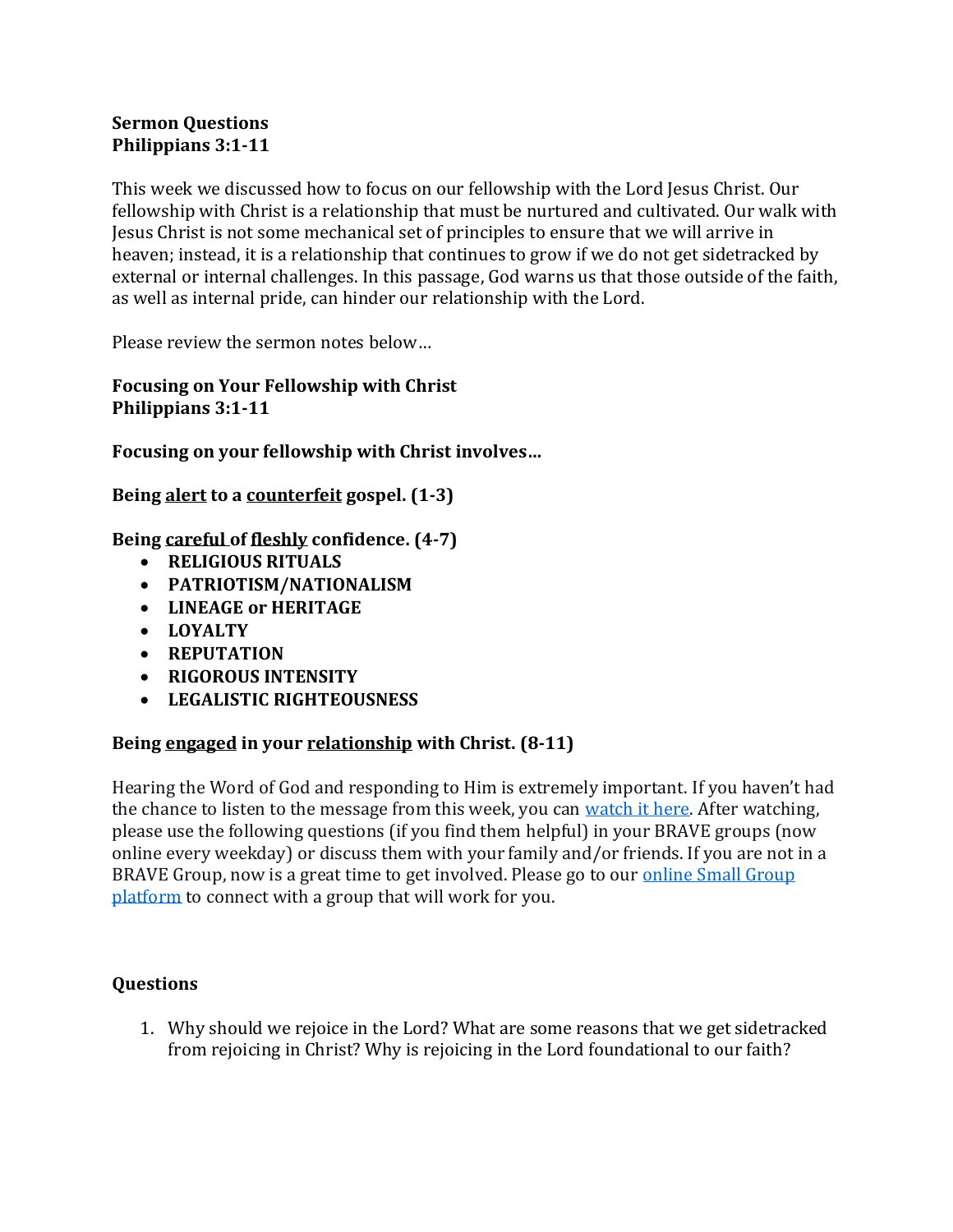**Sermon Questions**
**Philippians 3:1-11**

This week we discussed how to focus on our fellowship with the Lord Jesus Christ. Our fellowship with Christ is a relationship that must be nurtured and cultivated. Our walk with Jesus Christ is not some mechanical set of principles to ensure that we will arrive in heaven; instead, it is a relationship that continues to grow if we do not get sidetracked by external or internal challenges. In this passage, God warns us that those outside of the faith, as well as internal pride, can hinder our relationship with the Lord.

Please review the sermon notes below…

**Focusing on Your Fellowship with Christ**
**Philippians 3:1-11**

**Focusing on your fellowship with Christ involves…**

**Being <u>alert</u> to a <u>counterfeit</u> gospel. (1-3)**

**Being <u>careful</u> of <u>fleshly</u> confidence. (4-7)**

- **RELIGIOUS RITUALS**
- **PATRIOTISM/NATIONALISM**
- **LINEAGE or HERITAGE**
- **LOYALTY**
- **REPUTATION**
- **RIGOROUS INTENSITY**
- **LEGALISTIC RIGHTEOUSNESS**

**Being <u>engaged</u> in your <u>relationship</u> with Christ. (8-11)**

Hearing the Word of God and responding to Him is extremely important. If you haven't had the chance to listen to the message from this week, you can watch it here. After watching, please use the following questions (if you find them helpful) in your BRAVE groups (now online every weekday) or discuss them with your family and/or friends. If you are not in a BRAVE Group, now is a great time to get involved. Please go to our online Small Group platform to connect with a group that will work for you.

**Questions**

1. Why should we rejoice in the Lord? What are some reasons that we get sidetracked from rejoicing in Christ? Why is rejoicing in the Lord foundational to our faith?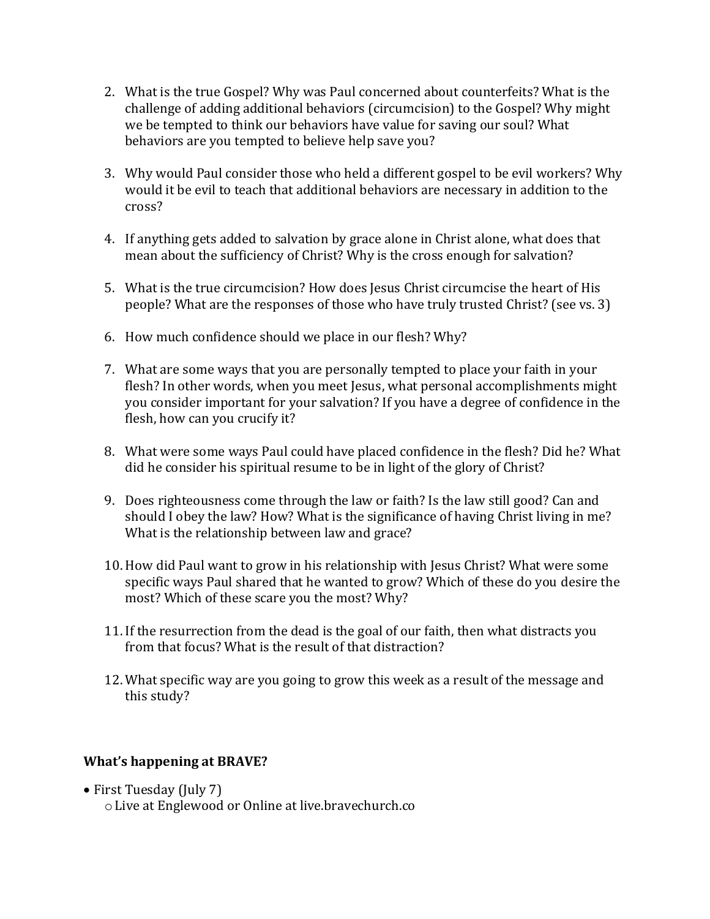2. What is the true Gospel? Why was Paul concerned about counterfeits? What is the challenge of adding additional behaviors (circumcision) to the Gospel? Why might we be tempted to think our behaviors have value for saving our soul? What behaviors are you tempted to believe help save you?

3. Why would Paul consider those who held a different gospel to be evil workers? Why would it be evil to teach that additional behaviors are necessary in addition to the cross?

4. If anything gets added to salvation by grace alone in Christ alone, what does that mean about the sufficiency of Christ? Why is the cross enough for salvation?

5. What is the true circumcision? How does Jesus Christ circumcise the heart of His people? What are the responses of those who have truly trusted Christ? (see vs. 3)

6. How much confidence should we place in our flesh? Why?

7. What are some ways that you are personally tempted to place your faith in your flesh? In other words, when you meet Jesus, what personal accomplishments might you consider important for your salvation? If you have a degree of confidence in the flesh, how can you crucify it?

8. What were some ways Paul could have placed confidence in the flesh? Did he? What did he consider his spiritual resume to be in light of the glory of Christ?

9. Does righteousness come through the law or faith? Is the law still good? Can and should I obey the law? How? What is the significance of having Christ living in me? What is the relationship between law and grace?

10. How did Paul want to grow in his relationship with Jesus Christ? What were some specific ways Paul shared that he wanted to grow? Which of these do you desire the most? Which of these scare you the most? Why?

11. If the resurrection from the dead is the goal of our faith, then what distracts you from that focus? What is the result of that distraction?

12. What specific way are you going to grow this week as a result of the message and this study?

**What's happening at BRAVE?**

- First Tuesday (July 7)
  - Live at Englewood or Online at live.bravechurch.co